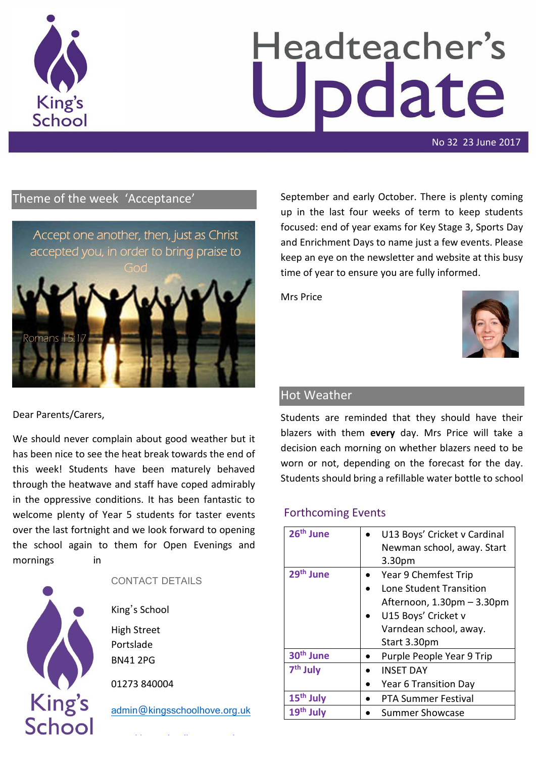# Headteacher's Update

No 32 23 June 2017

## Theme of the week 'Acceptance'

Accept one another, then, just as Christ accepted you, in order to bring praise to God

Romans 15:17

Dear Parents/Carers,

We should never complain about good weather but it has been nice to see the heat break towards the end of this week! Students have been maturely behaved through the heatwave and staff have coped admirably in the oppressive conditions. It has been fantastic to welcome plenty of Year 5 students for taster events over the last fortnight and we look forward to opening the school again to them for Open Evenings and mornings in September and early October. There is plenty coming up in the last four weeks of term to keep students focused: end of year exams for Key Stage 3, Sports Day and Enrichment Days to name just a few events. Please keep an eye on the newsletter and website at this busy time of year to ensure you are fully informed.

Mrs Price

CONTACT DETAILS

King's School

High Street
Portslade
BN41 2PG

01273 840004

admin@kingsschoolhove.org.uk

## Hot Weather

Students are reminded that they should have their blazers with them **every** day. Mrs Price will take a decision each morning on whether blazers need to be worn or not, depending on the forecast for the day. Students should bring a refillable water bottle to school

## Forthcoming Events

| Date | Event |
|---|---|
| 26th June | • U13 Boys' Cricket v Cardinal Newman school, away. Start 3.30pm |
| 29th June | • Year 9 Chemfest Trip<br>• Lone Student Transition Afternoon, 1.30pm – 3.30pm<br>• U15 Boys' Cricket v Varndean school, away. Start 3.30pm |
| 30th June | • Purple People Year 9 Trip |
| 7th July | • INSET DAY<br>• Year 6 Transition Day |
| 15th July | • PTA Summer Festival |
| 19th July | • Summer Showcase |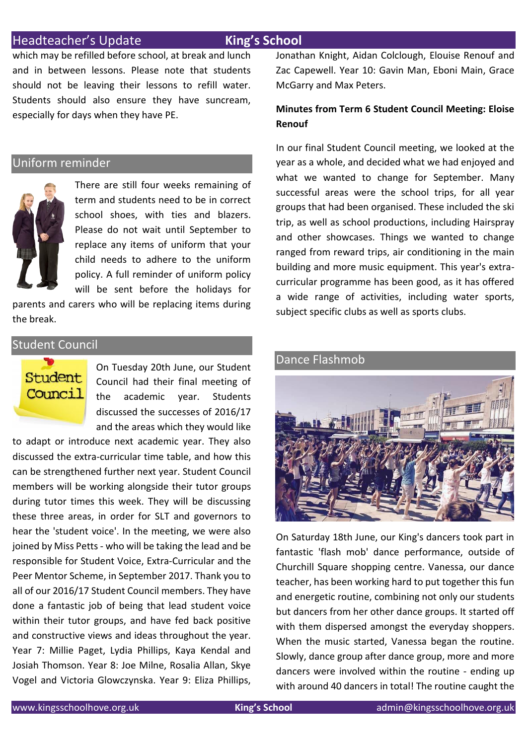which may be refilled before school, at break and lunch and in between lessons. Please note that students should not be leaving their lessons to refill water. Students should also ensure they have suncream, especially for days when they have PE.

## Uniform reminder

There are still four weeks remaining of term and students need to be in correct school shoes, with ties and blazers. Please do not wait until September to replace any items of uniform that your child needs to adhere to the uniform policy. A full reminder of uniform policy will be sent before the holidays for parents and carers who will be replacing items during the break.

## Student Council

On Tuesday 20th June, our Student Council had their final meeting of the academic year. Students discussed the successes of 2016/17 and the areas which they would like to adapt or introduce next academic year. They also discussed the extra-curricular time table, and how this can be strengthened further next year. Student Council members will be working alongside their tutor groups during tutor times this week. They will be discussing these three areas, in order for SLT and governors to hear the 'student voice'. In the meeting, we were also joined by Miss Petts - who will be taking the lead and be responsible for Student Voice, Extra-Curricular and the Peer Mentor Scheme, in September 2017. Thank you to all of our 2016/17 Student Council members. They have done a fantastic job of being that lead student voice within their tutor groups, and have fed back positive and constructive views and ideas throughout the year. Year 7: Millie Paget, Lydia Phillips, Kaya Kendal and Josiah Thomson. Year 8: Joe Milne, Rosalia Allan, Skye Vogel and Victoria Glowczynska. Year 9: Eliza Phillips, Jonathan Knight, Aidan Colclough, Elouise Renouf and Zac Capewell. Year 10: Gavin Man, Eboni Main, Grace McGarry and Max Peters.

**Minutes from Term 6 Student Council Meeting: Eloise Renouf**

In our final Student Council meeting, we looked at the year as a whole, and decided what we had enjoyed and what we wanted to change for September. Many successful areas were the school trips, for all year groups that had been organised. These included the ski trip, as well as school productions, including Hairspray and other showcases. Things we wanted to change ranged from reward trips, air conditioning in the main building and more music equipment. This year's extra-curricular programme has been good, as it has offered a wide range of activities, including water sports, subject specific clubs as well as sports clubs.

## Dance Flashmob

On Saturday 18th June, our King's dancers took part in fantastic 'flash mob' dance performance, outside of Churchill Square shopping centre. Vanessa, our dance teacher, has been working hard to put together this fun and energetic routine, combining not only our students but dancers from her other dance groups. It started off with them dispersed amongst the everyday shoppers. When the music started, Vanessa began the routine. Slowly, dance group after dance group, more and more dancers were involved within the routine - ending up with around 40 dancers in total! The routine caught the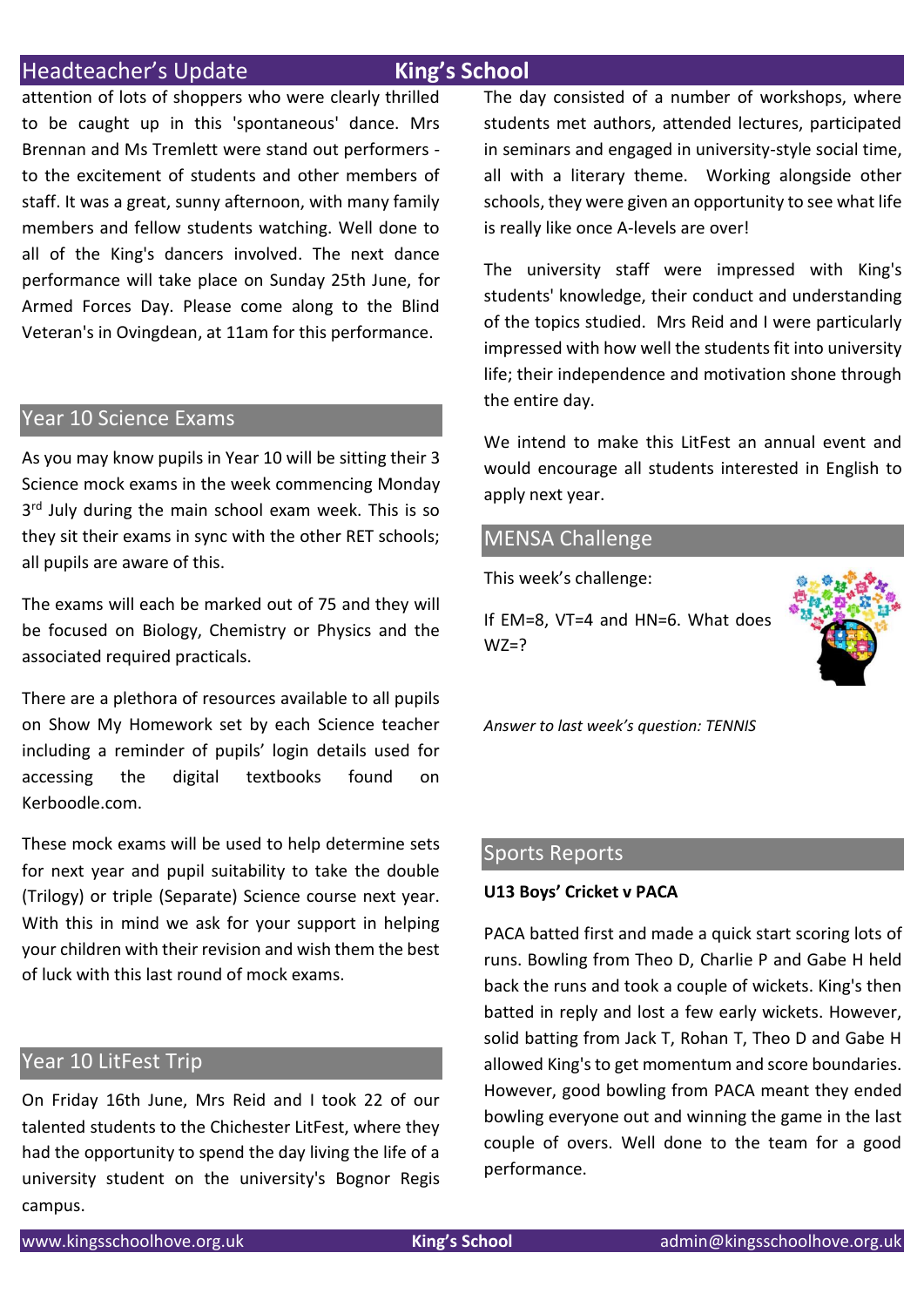attention of lots of shoppers who were clearly thrilled to be caught up in this 'spontaneous' dance. Mrs Brennan and Ms Tremlett were stand out performers - to the excitement of students and other members of staff. It was a great, sunny afternoon, with many family members and fellow students watching. Well done to all of the King's dancers involved. The next dance performance will take place on Sunday 25th June, for Armed Forces Day. Please come along to the Blind Veteran's in Ovingdean, at 11am for this performance.

## Year 10 Science Exams

As you may know pupils in Year 10 will be sitting their 3 Science mock exams in the week commencing Monday 3rd July during the main school exam week. This is so they sit their exams in sync with the other RET schools; all pupils are aware of this.

The exams will each be marked out of 75 and they will be focused on Biology, Chemistry or Physics and the associated required practicals.

There are a plethora of resources available to all pupils on Show My Homework set by each Science teacher including a reminder of pupils' login details used for accessing the digital textbooks found on Kerboodle.com.

These mock exams will be used to help determine sets for next year and pupil suitability to take the double (Trilogy) or triple (Separate) Science course next year. With this in mind we ask for your support in helping your children with their revision and wish them the best of luck with this last round of mock exams.

## Year 10 LitFest Trip

On Friday 16th June, Mrs Reid and I took 22 of our talented students to the Chichester LitFest, where they had the opportunity to spend the day living the life of a university student on the university's Bognor Regis campus.

The day consisted of a number of workshops, where students met authors, attended lectures, participated in seminars and engaged in university-style social time, all with a literary theme. Working alongside other schools, they were given an opportunity to see what life is really like once A-levels are over!

The university staff were impressed with King's students' knowledge, their conduct and understanding of the topics studied. Mrs Reid and I were particularly impressed with how well the students fit into university life; their independence and motivation shone through the entire day.

We intend to make this LitFest an annual event and would encourage all students interested in English to apply next year.

## MENSA Challenge

This week's challenge:

If EM=8, VT=4 and HN=6. What does WZ=?

*Answer to last week's question: TENNIS*

## Sports Reports

**U13 Boys' Cricket v PACA**

PACA batted first and made a quick start scoring lots of runs. Bowling from Theo D, Charlie P and Gabe H held back the runs and took a couple of wickets. King's then batted in reply and lost a few early wickets. However, solid batting from Jack T, Rohan T, Theo D and Gabe H allowed King's to get momentum and score boundaries. However, good bowling from PACA meant they ended bowling everyone out and winning the game in the last couple of overs. Well done to the team for a good performance.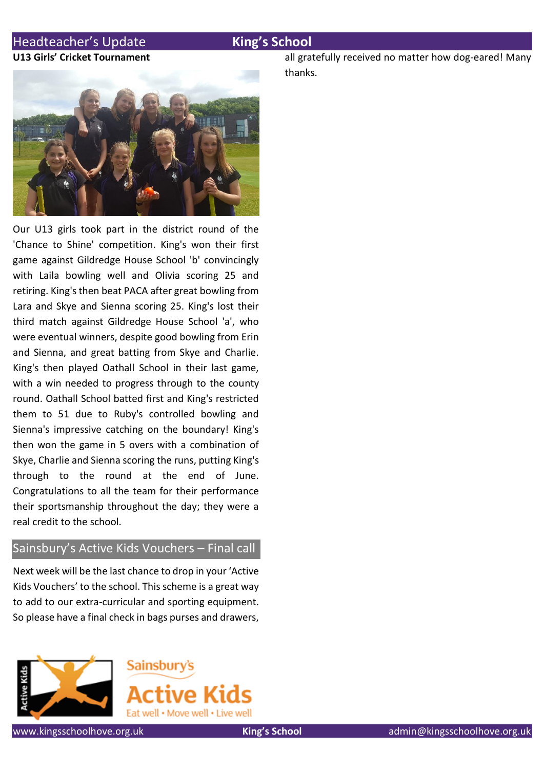## U13 Girls' Cricket Tournament

Our U13 girls took part in the district round of the 'Chance to Shine' competition. King's won their first game against Gildredge House School 'b' convincingly with Laila bowling well and Olivia scoring 25 and retiring. King's then beat PACA after great bowling from Lara and Skye and Sienna scoring 25. King's lost their third match against Gildredge House School 'a', who were eventual winners, despite good bowling from Erin and Sienna, and great batting from Skye and Charlie. King's then played Oathall School in their last game, with a win needed to progress through to the county round. Oathall School batted first and King's restricted them to 51 due to Ruby's controlled bowling and Sienna's impressive catching on the boundary! King's then won the game in 5 overs with a combination of Skye, Charlie and Sienna scoring the runs, putting King's through to the round at the end of June. Congratulations to all the team for their performance their sportsmanship throughout the day; they were a real credit to the school.

## Sainsbury's Active Kids Vouchers – Final call

Next week will be the last chance to drop in your 'Active Kids Vouchers' to the school. This scheme is a great way to add to our extra-curricular and sporting equipment. So please have a final check in bags purses and drawers, all gratefully received no matter how dog-eared! Many thanks.